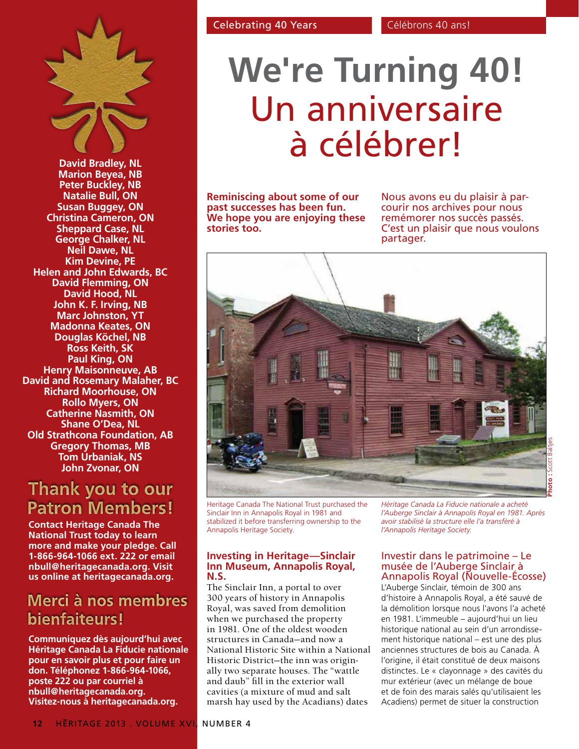Celebrating 40 Years | Célébrons 40 ans!

# We're Turning 40!

# Un anniversaire à célébrer!

**Reminiscing about some of our past successes has been fun. We hope you are enjoying these stories too.**

Nous avons eu du plaisir à parcourir nos archives pour nous remémorer nos succès passés. C'est un plaisir que nous voulons partager.

Photo : Scott Baltjes

Heritage Canada The National Trust purchased the Sinclair Inn in Annapolis Royal in 1981 and stabilized it before transferring ownership to the Annapolis Heritage Society.

*Héritage Canada La Fiducie nationale a acheté l'Auberge Sinclair à Annapolis Royal en 1981. Après avoir stabilisé la structure elle l'a transféré à l'Annapolis Heritage Society.*

## Investing in Heritage—Sinclair Inn Museum, Annapolis Royal, N.S.

The Sinclair Inn, a portal to over 300 years of history in Annapolis Royal, was saved from demolition when we purchased the property in 1981. One of the oldest wooden structures in Canada—and now a National Historic Site within a National Historic District—the inn was originally two separate houses. The "wattle and daub" fill in the exterior wall cavities (a mixture of mud and salt marsh hay used by the Acadians) dates

## Investir dans le patrimoine – Le musée de l'Auberge Sinclair à Annapolis Royal (Nouvelle-Écosse)

L'Auberge Sinclair, témoin de 300 ans d'histoire à Annapolis Royal, a été sauvé de la démolition lorsque nous l'avons l'a acheté en 1981. L'immeuble – aujourd'hui un lieu historique national au sein d'un arrondissement historique national – est une des plus anciennes structures de bois au Canada. À l'origine, il était constitué de deux maisons distinctes. Le « clayonnage » des cavités du mur extérieur (avec un mélange de boue et de foin des marais salés qu'utilisaient les Acadiens) permet de situer la construction

---

**David Bradley, NL**
**Marion Beyea, NB**
**Peter Buckley, NB**
**Natalie Bull, ON**
**Susan Buggey, ON**
**Christina Cameron, ON**
**Sheppard Case, NL**
**George Chalker, NL**
**Neil Dawe, NL**
**Kim Devine, PE**
**Helen and John Edwards, BC**
**David Flemming, ON**
**David Hood, NL**
**John K. F. Irving, NB**
**Marc Johnston, YT**
**Madonna Keates, ON**
**Douglas Köchel, NB**
**Ross Keith, SK**
**Paul King, ON**
**Henry Maisonneuve, AB**
**David and Rosemary Malaher, BC**
**Richard Moorhouse, ON**
**Rollo Myers, ON**
**Catherine Nasmith, ON**
**Shane O'Dea, NL**
**Old Strathcona Foundation, AB**
**Gregory Thomas, MB**
**Tom Urbaniak, NS**
**John Zvonar, ON**

## Thank you to our Patron Members!

**Contact Heritage Canada The National Trust today to learn more and make your pledge. Call 1-866-964-1066 ext. 222 or email nbull@heritagecanada.org. Visit us online at heritagecanada.org.**

## Merci à nos membres bienfaiteurs!

**Communiquez dès aujourd'hui avec Héritage Canada La Fiducie nationale pour en savoir plus et pour faire un don. Téléphonez 1-866-964-1066, poste 222 ou par courriel à nbull@heritagecanada.org. Visitez-nous à heritagecanada.org.**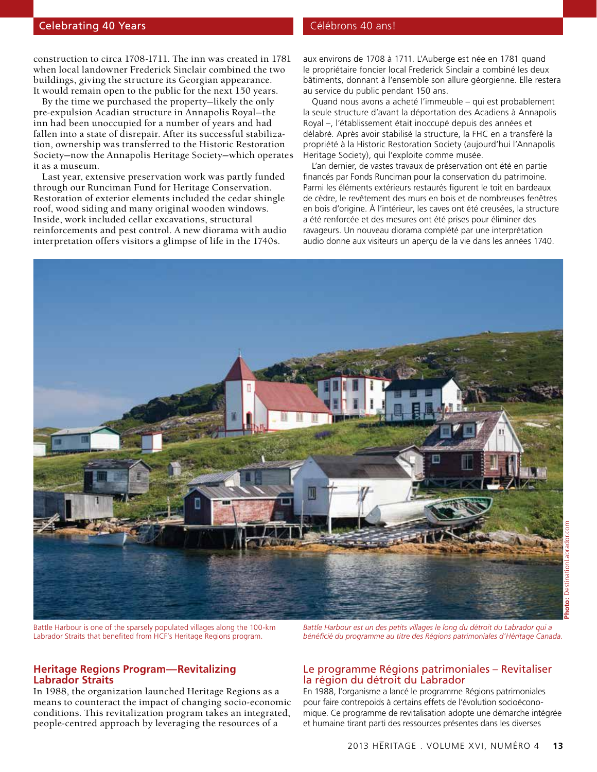construction to circa 1708-1711. The inn was created in 1781 when local landowner Frederick Sinclair combined the two buildings, giving the structure its Georgian appearance. It would remain open to the public for the next 150 years.

By the time we purchased the property—likely the only pre-expulsion Acadian structure in Annapolis Royal—the inn had been unoccupied for a number of years and had fallen into a state of disrepair. After its successful stabilization, ownership was transferred to the Historic Restoration Society—now the Annapolis Heritage Society—which operates it as a museum.

Last year, extensive preservation work was partly funded through our Runciman Fund for Heritage Conservation. Restoration of exterior elements included the cedar shingle roof, wood siding and many original wooden windows. Inside, work included cellar excavations, structural reinforcements and pest control. A new diorama with audio interpretation offers visitors a glimpse of life in the 1740s.

aux environs de 1708 à 1711. L'Auberge est née en 1781 quand le propriétaire foncier local Frederick Sinclair a combiné les deux bâtiments, donnant à l'ensemble son allure géorgienne. Elle restera au service du public pendant 150 ans.

Quand nous avons a acheté l'immeuble – qui est probablement la seule structure d'avant la déportation des Acadiens à Annapolis Royal –, l'établissement était inoccupé depuis des années et délabré. Après avoir stabilisé la structure, la FHC en a transféré la propriété à la Historic Restoration Society (aujourd'hui l'Annapolis Heritage Society), qui l'exploite comme musée.

L'an dernier, de vastes travaux de préservation ont été en partie financés par Fonds Runciman pour la conservation du patrimoine. Parmi les éléments extérieurs restaurés figurent le toit en bardeaux de cèdre, le revêtement des murs en bois et de nombreuses fenêtres en bois d'origine. À l'intérieur, les caves ont été creusées, la structure a été renforcée et des mesures ont été prises pour éliminer des ravageurs. Un nouveau diorama complété par une interprétation audio donne aux visiteurs un aperçu de la vie dans les années 1740.

Photo: DestinationLabrador.com

Battle Harbour is one of the sparsely populated villages along the 100-km Labrador Straits that benefited from HCF's Heritage Regions program.

*Battle Harbour est un des petits villages le long du détroit du Labrador qui a bénéficié du programme au titre des Régions patrimoniales d'Héritage Canada.*

## Heritage Regions Program—Revitalizing Labrador Straits

In 1988, the organization launched Heritage Regions as a means to counteract the impact of changing socio-economic conditions. This revitalization program takes an integrated, people-centred approach by leveraging the resources of a

## Le programme Régions patrimoniales – Revitaliser la région du détroit du Labrador

En 1988, l'organisme a lancé le programme Régions patrimoniales pour faire contrepoids à certains effets de l'évolution socioéconomique. Ce programme de revitalisation adopte une démarche intégrée et humaine tirant parti des ressources présentes dans les diverses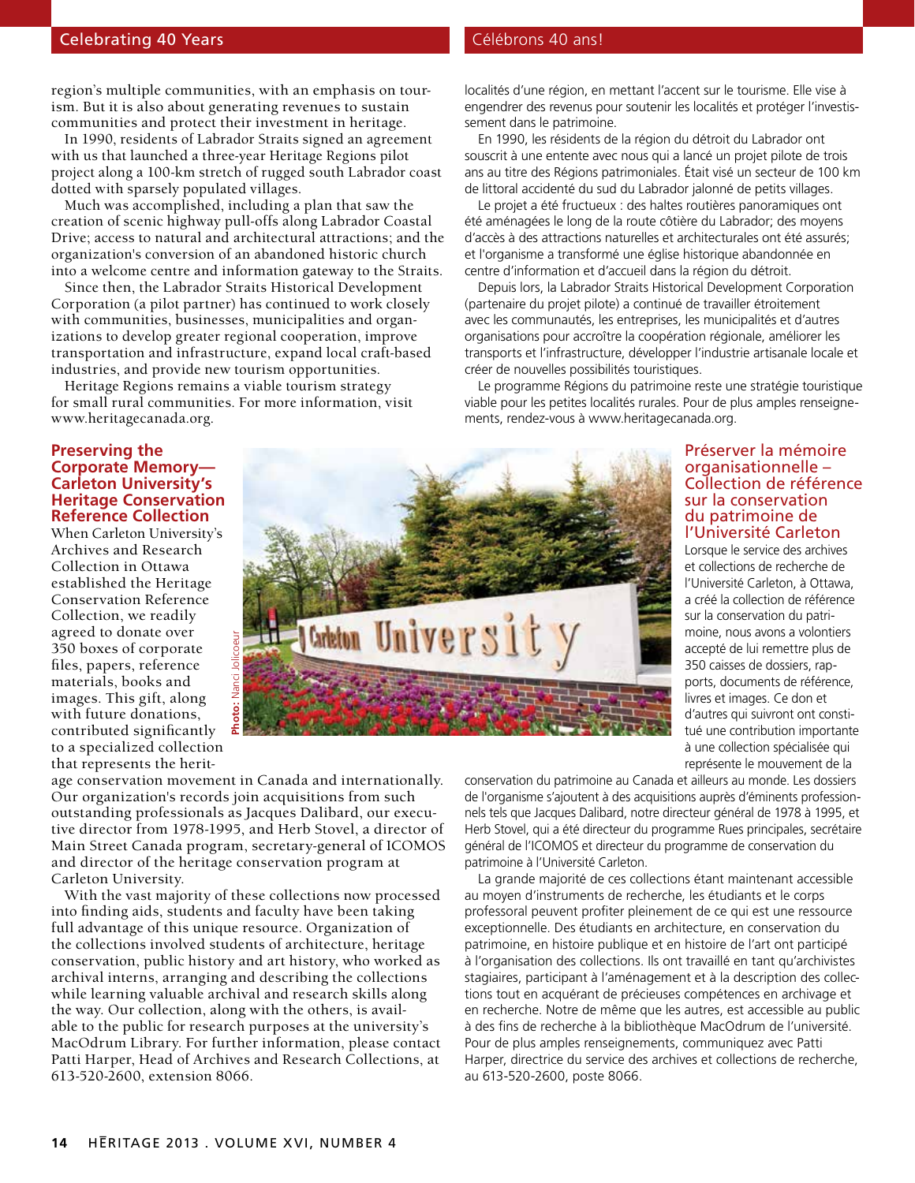region's multiple communities, with an emphasis on tourism. But it is also about generating revenues to sustain communities and protect their investment in heritage.

In 1990, residents of Labrador Straits signed an agreement with us that launched a three-year Heritage Regions pilot project along a 100-km stretch of rugged south Labrador coast dotted with sparsely populated villages.

Much was accomplished, including a plan that saw the creation of scenic highway pull-offs along Labrador Coastal Drive; access to natural and architectural attractions; and the organization's conversion of an abandoned historic church into a welcome centre and information gateway to the Straits.

Since then, the Labrador Straits Historical Development Corporation (a pilot partner) has continued to work closely with communities, businesses, municipalities and organizations to develop greater regional cooperation, improve transportation and infrastructure, expand local craft-based industries, and provide new tourism opportunities.

Heritage Regions remains a viable tourism strategy for small rural communities. For more information, visit www.heritagecanada.org.

## Preserving the Corporate Memory—Carleton University's Heritage Conservation Reference Collection

When Carleton University's Archives and Research Collection in Ottawa established the Heritage Conservation Reference Collection, we readily agreed to donate over 350 boxes of corporate files, papers, reference materials, books and images. This gift, along with future donations, contributed significantly to a specialized collection that represents the heritage conservation movement in Canada and internationally. Our organization's records join acquisitions from such outstanding professionals as Jacques Dalibard, our executive director from 1978-1995, and Herb Stovel, a director of Main Street Canada program, secretary-general of ICOMOS and director of the heritage conservation program at Carleton University.

With the vast majority of these collections now processed into finding aids, students and faculty have been taking full advantage of this unique resource. Organization of the collections involved students of architecture, heritage conservation, public history and art history, who worked as archival interns, arranging and describing the collections while learning valuable archival and research skills along the way. Our collection, along with the others, is available to the public for research purposes at the university's MacOdrum Library. For further information, please contact Patti Harper, Head of Archives and Research Collections, at 613-520-2600, extension 8066.

**Photo:** Nanci Jolicoeur

localités d'une région, en mettant l'accent sur le tourisme. Elle vise à engendrer des revenus pour soutenir les localités et protéger l'investissement dans le patrimoine.

En 1990, les résidents de la région du détroit du Labrador ont souscrit à une entente avec nous qui a lancé un projet pilote de trois ans au titre des Régions patrimoniales. Était visé un secteur de 100 km de littoral accidenté du sud du Labrador jalonné de petits villages.

Le projet a été fructueux : des haltes routières panoramiques ont été aménagées le long de la route côtière du Labrador; des moyens d'accès à des attractions naturelles et architecturales ont été assurés; et l'organisme a transformé une église historique abandonnée en centre d'information et d'accueil dans la région du détroit.

Depuis lors, la Labrador Straits Historical Development Corporation (partenaire du projet pilote) a continué de travailler étroitement avec les communautés, les entreprises, les municipalités et d'autres organisations pour accroître la coopération régionale, améliorer les transports et l'infrastructure, développer l'industrie artisanale locale et créer de nouvelles possibilités touristiques.

Le programme Régions du patrimoine reste une stratégie touristique viable pour les petites localités rurales. Pour de plus amples renseignements, rendez-vous à www.heritagecanada.org.

## Préserver la mémoire organisationnelle – Collection de référence sur la conservation du patrimoine de l'Université Carleton

Lorsque le service des archives et collections de recherche de l'Université Carleton, à Ottawa, a créé la collection de référence sur la conservation du patrimoine, nous avons a volontiers accepté de lui remettre plus de 350 caisses de dossiers, rapports, documents de référence, livres et images. Ce don et d'autres qui suivront ont constitué une contribution importante à une collection spécialisée qui représente le mouvement de la conservation du patrimoine au Canada et ailleurs au monde. Les dossiers de l'organisme s'ajoutent à des acquisitions auprès d'éminents professionnels tels que Jacques Dalibard, notre directeur général de 1978 à 1995, et Herb Stovel, qui a été directeur du programme Rues principales, secrétaire général de l'ICOMOS et directeur du programme de conservation du patrimoine à l'Université Carleton.

La grande majorité de ces collections étant maintenant accessible au moyen d'instruments de recherche, les étudiants et le corps professoral peuvent profiter pleinement de ce qui est une ressource exceptionnelle. Des étudiants en architecture, en conservation du patrimoine, en histoire publique et en histoire de l'art ont participé à l'organisation des collections. Ils ont travaillé en tant qu'archivistes stagiaires, participant à l'aménagement et à la description des collections tout en acquérant de précieuses compétences en archivage et en recherche. Notre de même que les autres, est accessible au public à des fins de recherche à la bibliothèque MacOdrum de l'université. Pour de plus amples renseignements, communiquez avec Patti Harper, directrice du service des archives et collections de recherche, au 613-520-2600, poste 8066.